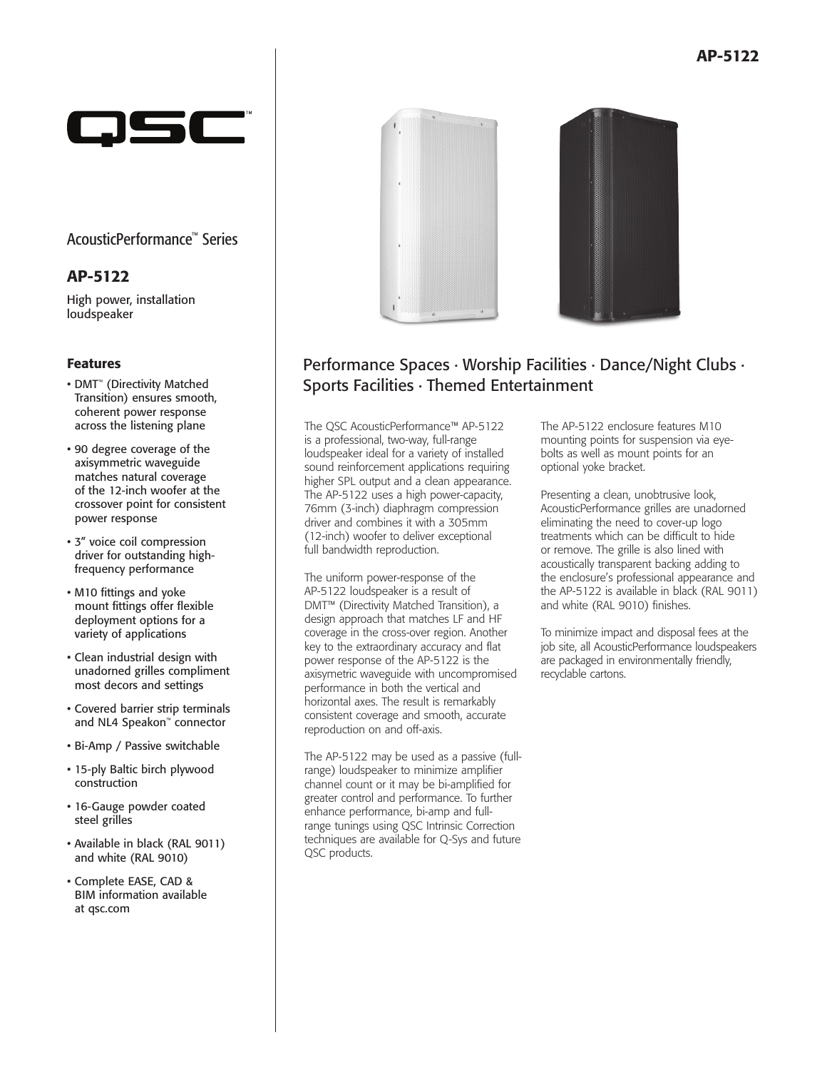# AP-5122

QSC™

AcousticPerformance™ Series

## AP-5122

High power, installation loudspeaker

### Features

- DMT™ (Directivity Matched Transition) ensures smooth, coherent power response across the listening plane
- 90 degree coverage of the axisymmetric waveguide matches natural coverage of the 12-inch woofer at the crossover point for consistent power response
- 3" voice coil compression driver for outstanding high-frequency performance
- M10 fittings and yoke mount fittings offer flexible deployment options for a variety of applications
- Clean industrial design with unadorned grilles compliment most decors and settings
- Covered barrier strip terminals and NL4 Speakon™ connector
- Bi-Amp / Passive switchable
- 15-ply Baltic birch plywood construction
- 16-Gauge powder coated steel grilles
- Available in black (RAL 9011) and white (RAL 9010)
- Complete EASE, CAD & BIM information available at qsc.com

## Performance Spaces · Worship Facilities · Dance/Night Clubs · Sports Facilities · Themed Entertainment

The QSC AcousticPerformance™ AP-5122 is a professional, two-way, full-range loudspeaker ideal for a variety of installed sound reinforcement applications requiring higher SPL output and a clean appearance. The AP-5122 uses a high power-capacity, 76mm (3-inch) diaphragm compression driver and combines it with a 305mm (12-inch) woofer to deliver exceptional full bandwidth reproduction.

The uniform power-response of the AP-5122 loudspeaker is a result of DMT™ (Directivity Matched Transition), a design approach that matches LF and HF coverage in the cross-over region. Another key to the extraordinary accuracy and flat power response of the AP-5122 is the axisymetric waveguide with uncompromised performance in both the vertical and horizontal axes. The result is remarkably consistent coverage and smooth, accurate reproduction on and off-axis.

The AP-5122 may be used as a passive (full-range) loudspeaker to minimize amplifier channel count or it may be bi-amplified for greater control and performance. To further enhance performance, bi-amp and full-range tunings using QSC Intrinsic Correction techniques are available for Q-Sys and future QSC products.

The AP-5122 enclosure features M10 mounting points for suspension via eye-bolts as well as mount points for an optional yoke bracket.

Presenting a clean, unobtrusive look, AcousticPerformance grilles are unadorned eliminating the need to cover-up logo treatments which can be difficult to hide or remove. The grille is also lined with acoustically transparent backing adding to the enclosure's professional appearance and the AP-5122 is available in black (RAL 9011) and white (RAL 9010) finishes.

To minimize impact and disposal fees at the job site, all AcousticPerformance loudspeakers are packaged in environmentally friendly, recyclable cartons.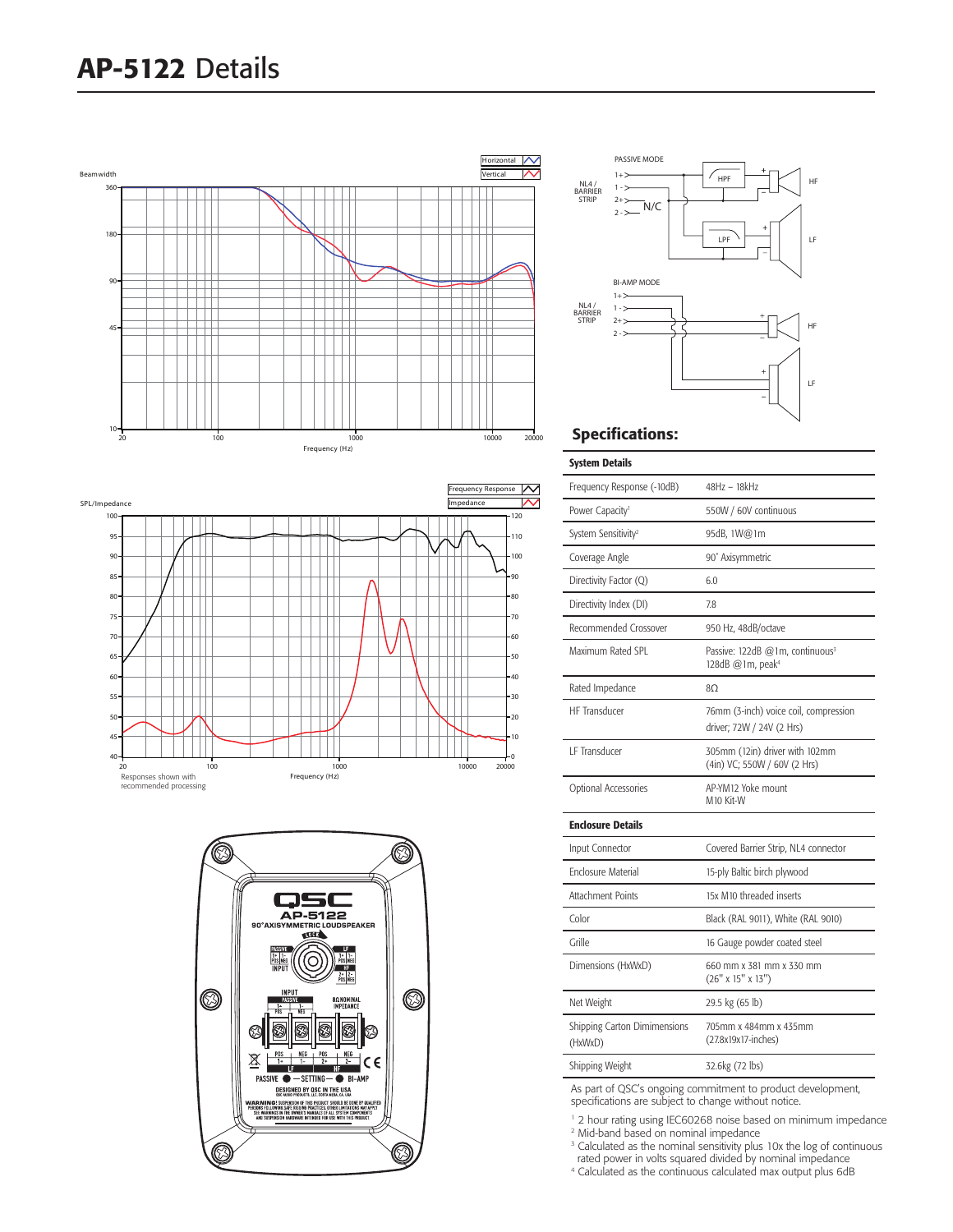# AP-5122 Details

Responses shown with recommended processing

## Specifications:

| System Details | |
|---|---|
| Frequency Response (-10dB) | 48Hz – 18kHz |
| Power Capacity[1] | 550W / 60V continuous |
| System Sensitivity[2] | 95dB, 1W@1m |
| Coverage Angle | 90° Axisymmetric |
| Directivity Factor (Q) | 6.0 |
| Directivity Index (DI) | 7.8 |
| Recommended Crossover | 950 Hz, 48dB/octave |
| Maximum Rated SPL | Passive: 122dB @1m, continuous[3]<br>128dB @1m, peak[4] |
| Rated Impedance | 8Ω |
| HF Transducer | 76mm (3-inch) voice coil, compression driver; 72W / 24V (2 Hrs) |
| LF Transducer | 305mm (12in) driver with 102mm (4in) VC; 550W / 60V (2 Hrs) |
| Optional Accessories | AP-YM12 Yoke mount<br>M10 Kit-W |

| Enclosure Details | |
|---|---|
| Input Connector | Covered Barrier Strip, NL4 connector |
| Enclosure Material | 15-ply Baltic birch plywood |
| Attachment Points | 15x M10 threaded inserts |
| Color | Black (RAL 9011), White (RAL 9010) |
| Grille | 16 Gauge powder coated steel |
| Dimensions (HxWxD) | 660 mm x 381 mm x 330 mm<br>(26" x 15" x 13") |
| Net Weight | 29.5 kg (65 lb) |
| Shipping Carton Dimimensions (HxWxD) | 705mm x 484mm x 435mm<br>(27.8x19x17-inches) |
| Shipping Weight | 32.6kg (72 lbs) |

As part of QSC's ongoing commitment to product development, specifications are subject to change without notice.

[1] 2 hour rating using IEC60268 noise based on minimum impedance
[2] Mid-band based on nominal impedance
[3] Calculated as the nominal sensitivity plus 10x the log of continuous rated power in volts squared divided by nominal impedance
[4] Calculated as the continuous calculated max output plus 6dB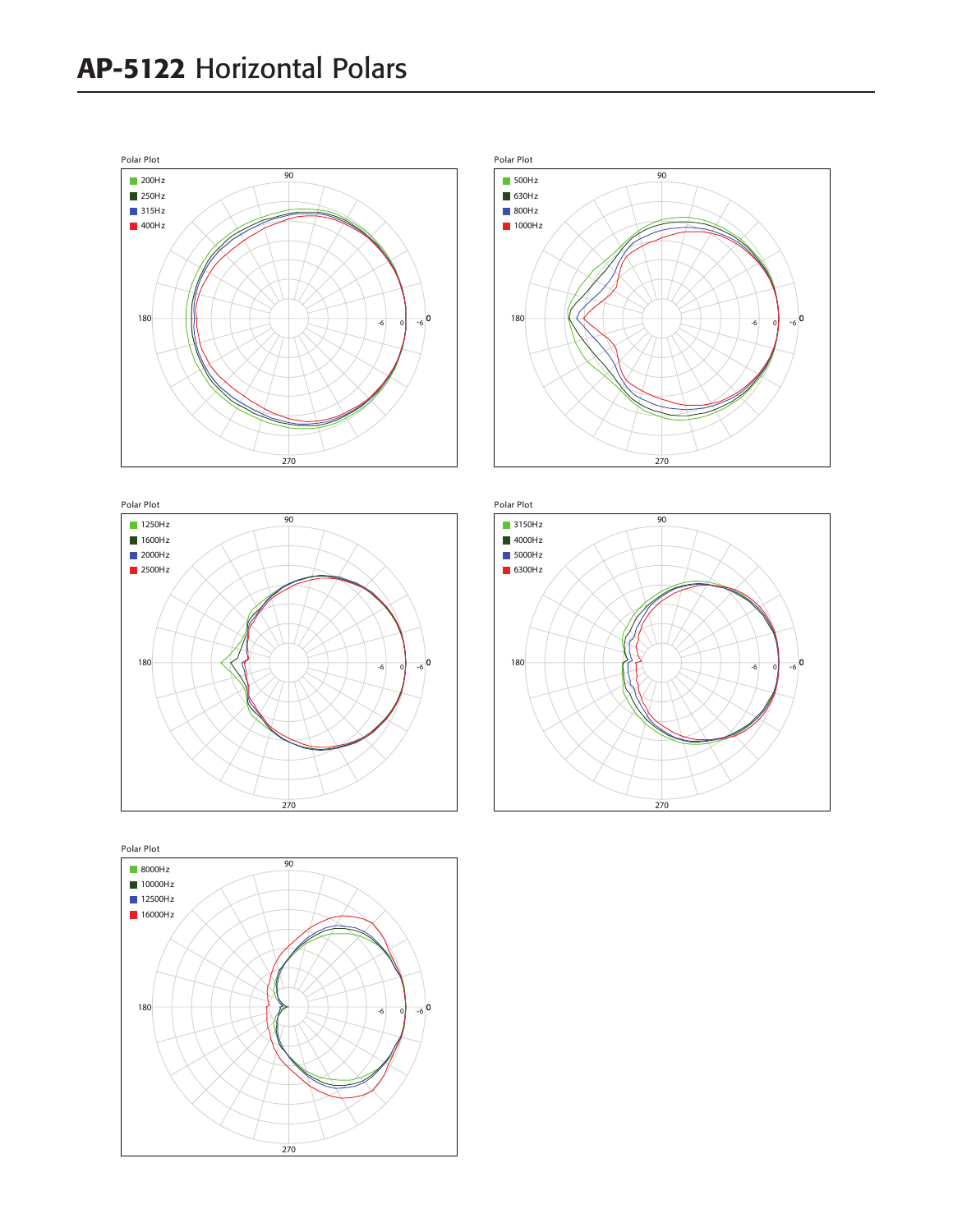# AP-5122 Horizontal Polars

Polar Plot

- 200Hz
- 250Hz
- 315Hz
- 400Hz

Polar Plot

- 500Hz
- 630Hz
- 800Hz
- 1000Hz

Polar Plot

- 1250Hz
- 1600Hz
- 2000Hz
- 2500Hz

Polar Plot

- 3150Hz
- 4000Hz
- 5000Hz
- 6300Hz

Polar Plot

- 8000Hz
- 10000Hz
- 12500Hz
- 16000Hz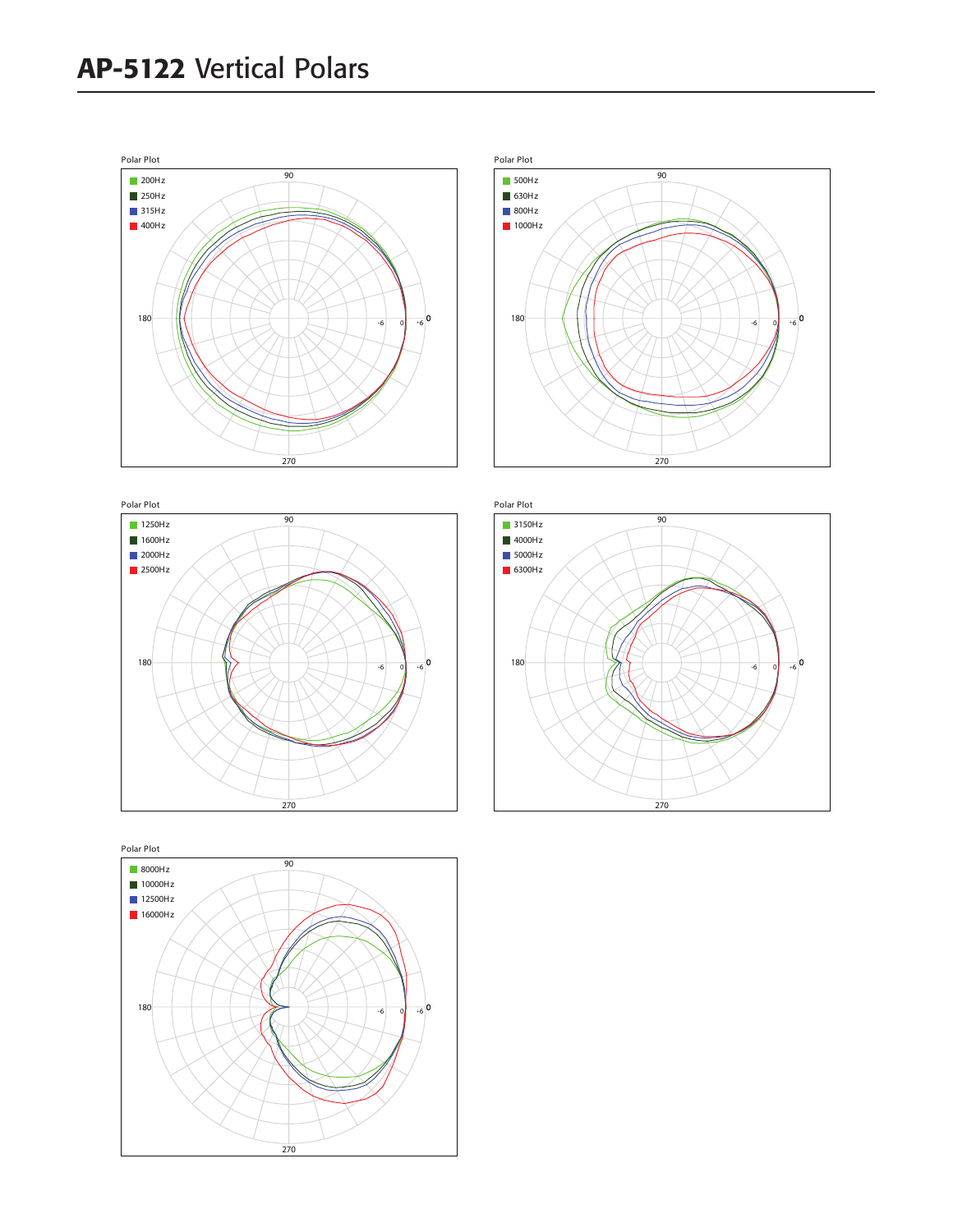# AP-5122 Vertical Polars

Polar Plot

- 200Hz
- 250Hz
- 315Hz
- 400Hz

90 180 270 0 -6 0 +6

Polar Plot

- 500Hz
- 630Hz
- 800Hz
- 1000Hz

90 180 270 0 -6 0 +6

Polar Plot

- 1250Hz
- 1600Hz
- 2000Hz
- 2500Hz

90 180 270 0 -6 0 +6

Polar Plot

- 3150Hz
- 4000Hz
- 5000Hz
- 6300Hz

90 180 270 0 -6 0 +6

Polar Plot

- 8000Hz
- 10000Hz
- 12500Hz
- 16000Hz

90 180 270 0 -6 0 +6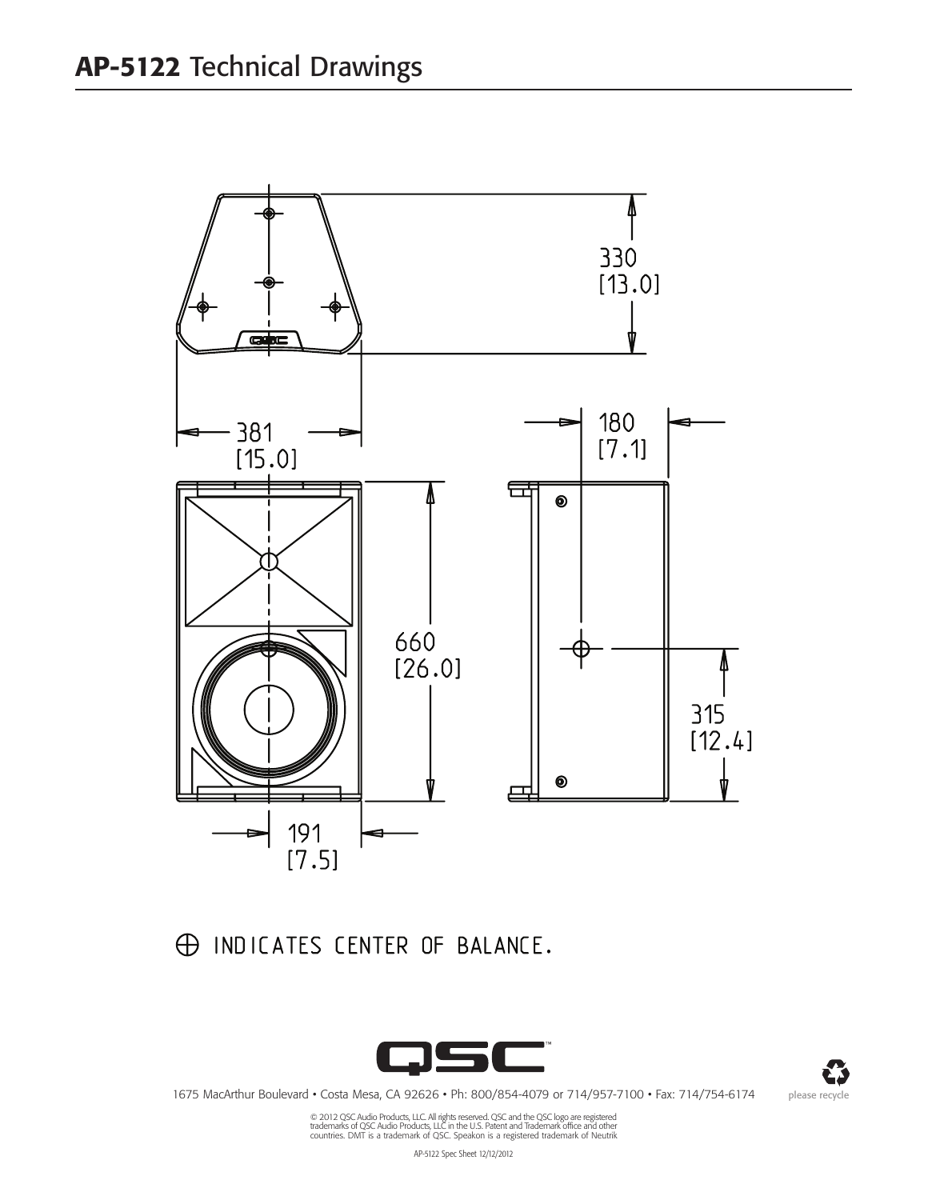# **AP-5122** Technical Drawings

330
[13.0]

381
[15.0]

180
[7.1]

660
[26.0]

315
[12.4]

191
[7.5]

⊕ INDICATES CENTER OF BALANCE.

1675 MacArthur Boulevard • Costa Mesa, CA 92626 • Ph: 800/854-4079 or 714/957-7100 • Fax: 714/754-6174

please recycle

© 2012 QSC Audio Products, LLC. All rights reserved. QSC and the QSC logo are registered trademarks of QSC Audio Products, LLC in the U.S. Patent and Trademark office and other countries. DMT is a trademark of QSC. Speakon is a registered trademark of Neutrik

AP-5122 Spec Sheet 12/12/2012